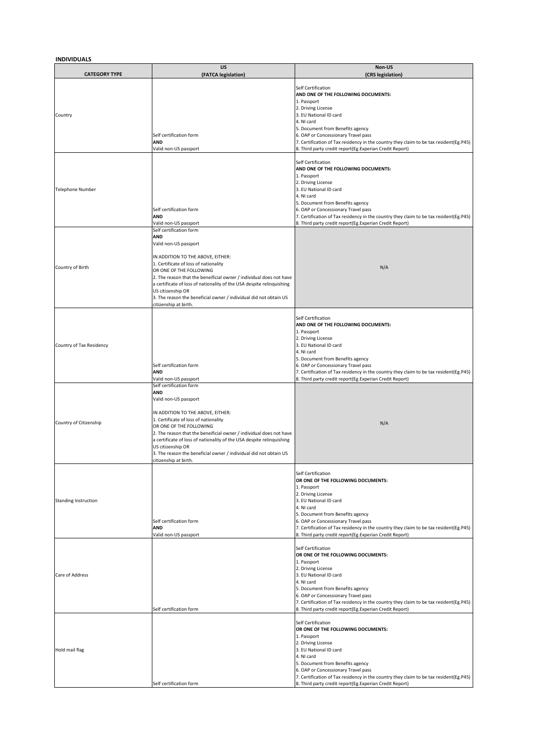**INDIVIDUALS**

| CATEGORY TYPE | US<br>(FATCA legislation) | Non-US<br>(CRS legislation) |
|---|---|---|
| Country | Self certification form<br>**AND**<br>Valid non-US passport | Self Certification<br>**AND ONE OF THE FOLLOWING DOCUMENTS:**<br>1. Passport<br>2. Driving License<br>3. EU National ID card<br>4. NI card<br>5. Document from Benefits agency<br>6. OAP or Concessionary Travel pass<br>7. Certification of Tax residency in the country they claim to be tax resident(Eg.P45)<br>8. Third party credit report(Eg.Experian Credit Report) |
| Telephone Number | Self certification form<br>**AND**<br>Valid non-US passport | Self Certification<br>**AND ONE OF THE FOLLOWING DOCUMENTS:**<br>1. Passport<br>2. Driving License<br>3. EU National ID card<br>4. NI card<br>5. Document from Benefits agency<br>6. OAP or Concessionary Travel pass<br>7. Certification of Tax residency in the country they claim to be tax resident(Eg.P45)<br>8. Third party credit report(Eg.Experian Credit Report) |
| Country of Birth | Self certification form<br>**AND**<br>Valid non-US passport<br><br>IN ADDITION TO THE ABOVE, EITHER:<br>1. Certificate of loss of nationality<br>OR ONE OF THE FOLLOWING<br>2. The reason that the beneificial owner / individual does not have a certificate of loss of nationality of the USA despite relinquishing US citizenship OR<br>3. The reason the beneficial owner / individual did not obtain US citizenship at birth. | N/A |
| Country of Tax Residency | Self certification form<br>**AND**<br>Valid non-US passport | Self Certification<br>**AND ONE OF THE FOLLOWING DOCUMENTS:**<br>1. Passport<br>2. Driving License<br>3. EU National ID card<br>4. NI card<br>5. Document from Benefits agency<br>6. OAP or Concessionary Travel pass<br>7. Certification of Tax residency in the country they claim to be tax resident(Eg.P45)<br>8. Third party credit report(Eg.Experian Credit Report) |
| Country of Citizenship | Self certification form<br>**AND**<br>Valid non-US passport<br><br>IN ADDITION TO THE ABOVE, EITHER:<br>1. Certificate of loss of nationality<br>OR ONE OF THE FOLLOWING<br>2. The reason that the beneificial owner / individual does not have a certificate of loss of nationality of the USA despite relinquishing US citizenship OR<br>3. The reason the beneficial owner / individual did not obtain US citizenship at birth. | N/A |
| Standing Instruction | Self certification form<br>**AND**<br>Valid non-US passport | Self Certification<br>**OR ONE OF THE FOLLOWING DOCUMENTS:**<br>1. Passport<br>2. Driving License<br>3. EU National ID card<br>4. NI card<br>5. Document from Benefits agency<br>6. OAP or Concessionary Travel pass<br>7. Certification of Tax residency in the country they claim to be tax resident(Eg.P45)<br>8. Third party credit report(Eg.Experian Credit Report) |
| Care of Address | Self certification form | Self Certification<br>**OR ONE OF THE FOLLOWING DOCUMENTS:**<br>1. Passport<br>2. Driving License<br>3. EU National ID card<br>4. NI card<br>5. Document from Benefits agency<br>6. OAP or Concessionary Travel pass<br>7. Certification of Tax residency in the country they claim to be tax resident(Eg.P45)<br>8. Third party credit report(Eg.Experian Credit Report) |
| Hold mail flag | Self certification form | Self Certification<br>**OR ONE OF THE FOLLOWING DOCUMENTS:**<br>1. Passport<br>2. Driving License<br>3. EU National ID card<br>4. NI card<br>5. Document from Benefits agency<br>6. OAP or Concessionary Travel pass<br>7. Certification of Tax residency in the country they claim to be tax resident(Eg.P45)<br>8. Third party credit report(Eg.Experian Credit Report) |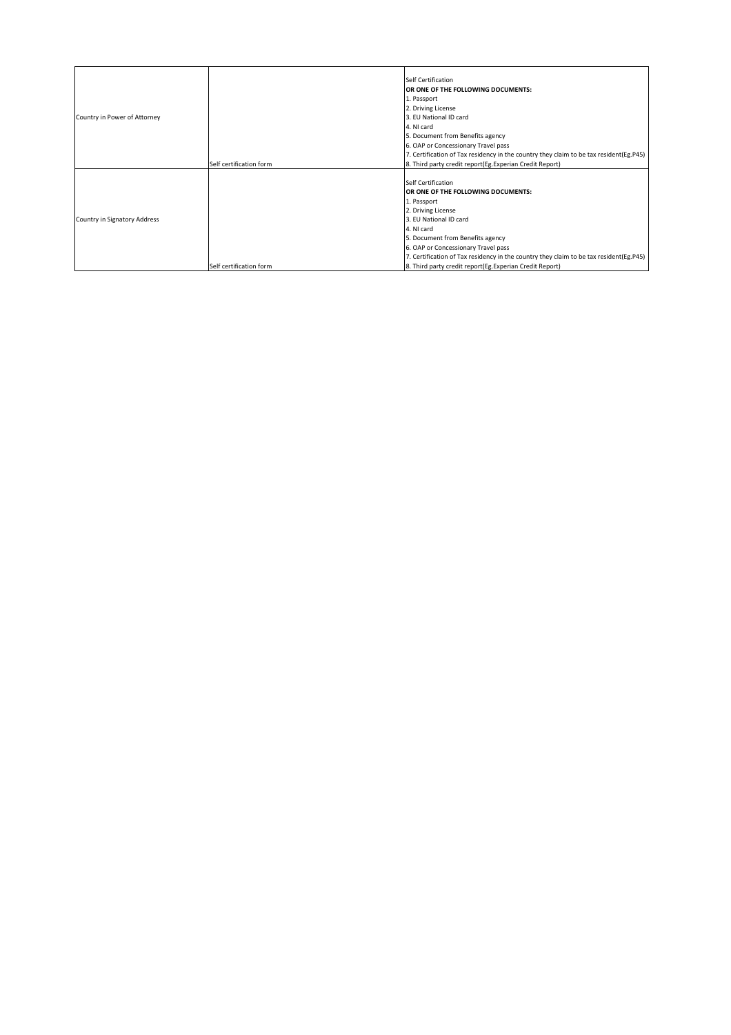| | | |
|---|---|---|
| Country in Power of Attorney | Self certification form | Self Certification<br>**OR ONE OF THE FOLLOWING DOCUMENTS:**<br>1. Passport<br>2. Driving License<br>3. EU National ID card<br>4. NI card<br>5. Document from Benefits agency<br>6. OAP or Concessionary Travel pass<br>7. Certification of Tax residency in the country they claim to be tax resident(Eg.P45)<br>8. Third party credit report(Eg.Experian Credit Report) |
| Country in Signatory Address | Self certification form | Self Certification<br>**OR ONE OF THE FOLLOWING DOCUMENTS:**<br>1. Passport<br>2. Driving License<br>3. EU National ID card<br>4. NI card<br>5. Document from Benefits agency<br>6. OAP or Concessionary Travel pass<br>7. Certification of Tax residency in the country they claim to be tax resident(Eg.P45)<br>8. Third party credit report(Eg.Experian Credit Report) |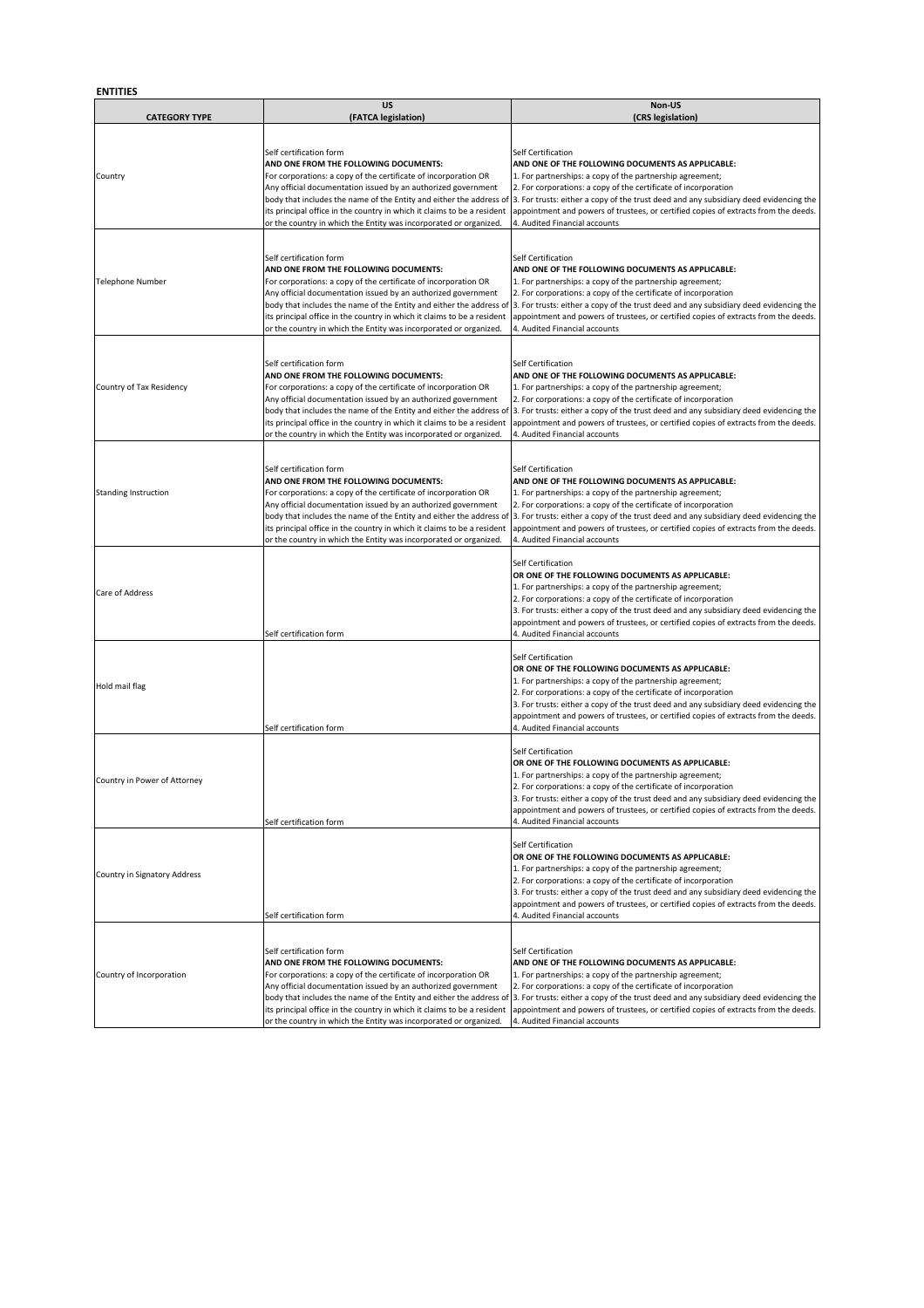**ENTITIES**

| CATEGORY TYPE | US<br>(FATCA legislation) | Non-US<br>(CRS legislation) |
|---|---|---|
| Country | Self certification form<br>**AND ONE FROM THE FOLLOWING DOCUMENTS:**<br>For corporations: a copy of the certificate of incorporation OR<br>Any official documentation issued by an authorized government body that includes the name of the Entity and either the address of its principal office in the country in which it claims to be a resident or the country in which the Entity was incorporated or organized. | Self Certification<br>**AND ONE OF THE FOLLOWING DOCUMENTS AS APPLICABLE:**<br>1. For partnerships: a copy of the partnership agreement;<br>2. For corporations: a copy of the certificate of incorporation<br>3. For trusts: either a copy of the trust deed and any subsidiary deed evidencing the appointment and powers of trustees, or certified copies of extracts from the deeds.<br>4. Audited Financial accounts |
| Telephone Number | Self certification form<br>**AND ONE FROM THE FOLLOWING DOCUMENTS:**<br>For corporations: a copy of the certificate of incorporation OR<br>Any official documentation issued by an authorized government body that includes the name of the Entity and either the address of its principal office in the country in which it claims to be a resident or the country in which the Entity was incorporated or organized. | Self Certification<br>**AND ONE OF THE FOLLOWING DOCUMENTS AS APPLICABLE:**<br>1. For partnerships: a copy of the partnership agreement;<br>2. For corporations: a copy of the certificate of incorporation<br>3. For trusts: either a copy of the trust deed and any subsidiary deed evidencing the appointment and powers of trustees, or certified copies of extracts from the deeds.<br>4. Audited Financial accounts |
| Country of Tax Residency | Self certification form<br>**AND ONE FROM THE FOLLOWING DOCUMENTS:**<br>For corporations: a copy of the certificate of incorporation OR<br>Any official documentation issued by an authorized government body that includes the name of the Entity and either the address of its principal office in the country in which it claims to be a resident or the country in which the Entity was incorporated or organized. | Self Certification<br>**AND ONE OF THE FOLLOWING DOCUMENTS AS APPLICABLE:**<br>1. For partnerships: a copy of the partnership agreement;<br>2. For corporations: a copy of the certificate of incorporation<br>3. For trusts: either a copy of the trust deed and any subsidiary deed evidencing the appointment and powers of trustees, or certified copies of extracts from the deeds.<br>4. Audited Financial accounts |
| Standing Instruction | Self certification form<br>**AND ONE FROM THE FOLLOWING DOCUMENTS:**<br>For corporations: a copy of the certificate of incorporation OR<br>Any official documentation issued by an authorized government body that includes the name of the Entity and either the address of its principal office in the country in which it claims to be a resident or the country in which the Entity was incorporated or organized. | Self Certification<br>**AND ONE OF THE FOLLOWING DOCUMENTS AS APPLICABLE:**<br>1. For partnerships: a copy of the partnership agreement;<br>2. For corporations: a copy of the certificate of incorporation<br>3. For trusts: either a copy of the trust deed and any subsidiary deed evidencing the appointment and powers of trustees, or certified copies of extracts from the deeds.<br>4. Audited Financial accounts |
| Care of Address | Self certification form | Self Certification<br>**OR ONE OF THE FOLLOWING DOCUMENTS AS APPLICABLE:**<br>1. For partnerships: a copy of the partnership agreement;<br>2. For corporations: a copy of the certificate of incorporation<br>3. For trusts: either a copy of the trust deed and any subsidiary deed evidencing the appointment and powers of trustees, or certified copies of extracts from the deeds.<br>4. Audited Financial accounts |
| Hold mail flag | Self certification form | Self Certification<br>**OR ONE OF THE FOLLOWING DOCUMENTS AS APPLICABLE:**<br>1. For partnerships: a copy of the partnership agreement;<br>2. For corporations: a copy of the certificate of incorporation<br>3. For trusts: either a copy of the trust deed and any subsidiary deed evidencing the appointment and powers of trustees, or certified copies of extracts from the deeds.<br>4. Audited Financial accounts |
| Country in Power of Attorney | Self certification form | Self Certification<br>**OR ONE OF THE FOLLOWING DOCUMENTS AS APPLICABLE:**<br>1. For partnerships: a copy of the partnership agreement;<br>2. For corporations: a copy of the certificate of incorporation<br>3. For trusts: either a copy of the trust deed and any subsidiary deed evidencing the appointment and powers of trustees, or certified copies of extracts from the deeds.<br>4. Audited Financial accounts |
| Country in Signatory Address | Self certification form | Self Certification<br>**OR ONE OF THE FOLLOWING DOCUMENTS AS APPLICABLE:**<br>1. For partnerships: a copy of the partnership agreement;<br>2. For corporations: a copy of the certificate of incorporation<br>3. For trusts: either a copy of the trust deed and any subsidiary deed evidencing the appointment and powers of trustees, or certified copies of extracts from the deeds.<br>4. Audited Financial accounts |
| Country of Incorporation | Self certification form<br>**AND ONE FROM THE FOLLOWING DOCUMENTS:**<br>For corporations: a copy of the certificate of incorporation OR<br>Any official documentation issued by an authorized government body that includes the name of the Entity and either the address of its principal office in the country in which it claims to be a resident or the country in which the Entity was incorporated or organized. | Self Certification<br>**AND ONE OF THE FOLLOWING DOCUMENTS AS APPLICABLE:**<br>1. For partnerships: a copy of the partnership agreement;<br>2. For corporations: a copy of the certificate of incorporation<br>3. For trusts: either a copy of the trust deed and any subsidiary deed evidencing the appointment and powers of trustees, or certified copies of extracts from the deeds.<br>4. Audited Financial accounts |